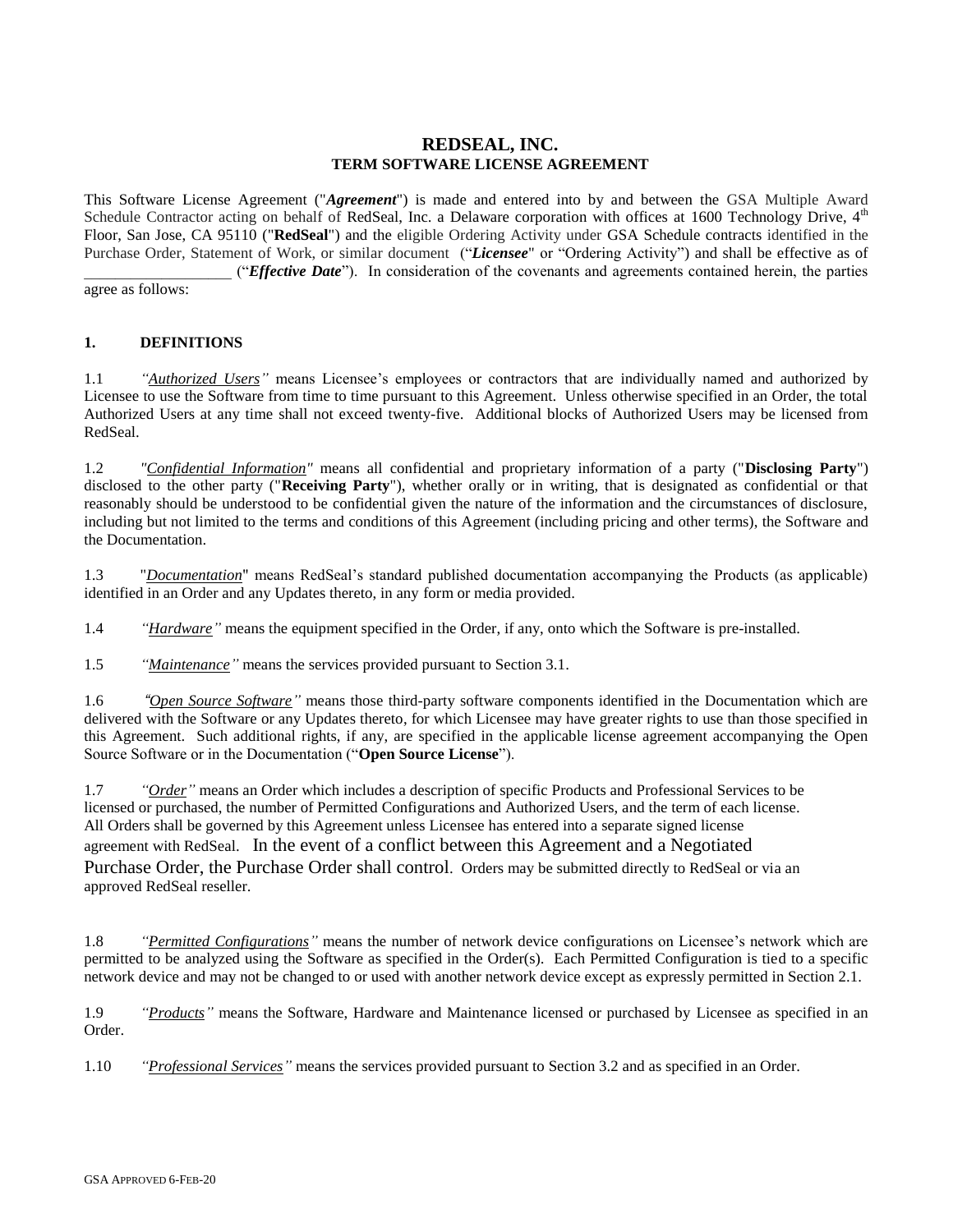# REDSEAL, INC.
## TERM SOFTWARE LICENSE AGREEMENT

This Software License Agreement ("***Agreement***") is made and entered into by and between the GSA Multiple Award Schedule Contractor acting on behalf of RedSeal, Inc. a Delaware corporation with offices at 1600 Technology Drive, 4th Floor, San Jose, CA 95110 ("**RedSeal**") and the eligible Ordering Activity under GSA Schedule contracts identified in the Purchase Order, Statement of Work, or similar document ("***Licensee***" or "Ordering Activity") and shall be effective as of ___________________ ("***Effective Date***"). In consideration of the covenants and agreements contained herein, the parties agree as follows:

### 1. DEFINITIONS

1.1 *"Authorized Users"* means Licensee's employees or contractors that are individually named and authorized by Licensee to use the Software from time to time pursuant to this Agreement. Unless otherwise specified in an Order, the total Authorized Users at any time shall not exceed twenty-five. Additional blocks of Authorized Users may be licensed from RedSeal.

1.2 *"Confidential Information"* means all confidential and proprietary information of a party ("**Disclosing Party**") disclosed to the other party ("**Receiving Party**"), whether orally or in writing, that is designated as confidential or that reasonably should be understood to be confidential given the nature of the information and the circumstances of disclosure, including but not limited to the terms and conditions of this Agreement (including pricing and other terms), the Software and the Documentation.

1.3 "*Documentation*" means RedSeal's standard published documentation accompanying the Products (as applicable) identified in an Order and any Updates thereto, in any form or media provided.

1.4 *"Hardware"* means the equipment specified in the Order, if any, onto which the Software is pre-installed.

1.5 *"Maintenance"* means the services provided pursuant to Section 3.1.

1.6 *"Open Source Software"* means those third-party software components identified in the Documentation which are delivered with the Software or any Updates thereto, for which Licensee may have greater rights to use than those specified in this Agreement. Such additional rights, if any, are specified in the applicable license agreement accompanying the Open Source Software or in the Documentation ("**Open Source License**").

1.7 *"Order"* means an Order which includes a description of specific Products and Professional Services to be licensed or purchased, the number of Permitted Configurations and Authorized Users, and the term of each license. All Orders shall be governed by this Agreement unless Licensee has entered into a separate signed license agreement with RedSeal. In the event of a conflict between this Agreement and a Negotiated Purchase Order, the Purchase Order shall control. Orders may be submitted directly to RedSeal or via an approved RedSeal reseller.

1.8 *"Permitted Configurations"* means the number of network device configurations on Licensee's network which are permitted to be analyzed using the Software as specified in the Order(s). Each Permitted Configuration is tied to a specific network device and may not be changed to or used with another network device except as expressly permitted in Section 2.1.

1.9 *"Products"* means the Software, Hardware and Maintenance licensed or purchased by Licensee as specified in an Order.

1.10 *"Professional Services"* means the services provided pursuant to Section 3.2 and as specified in an Order.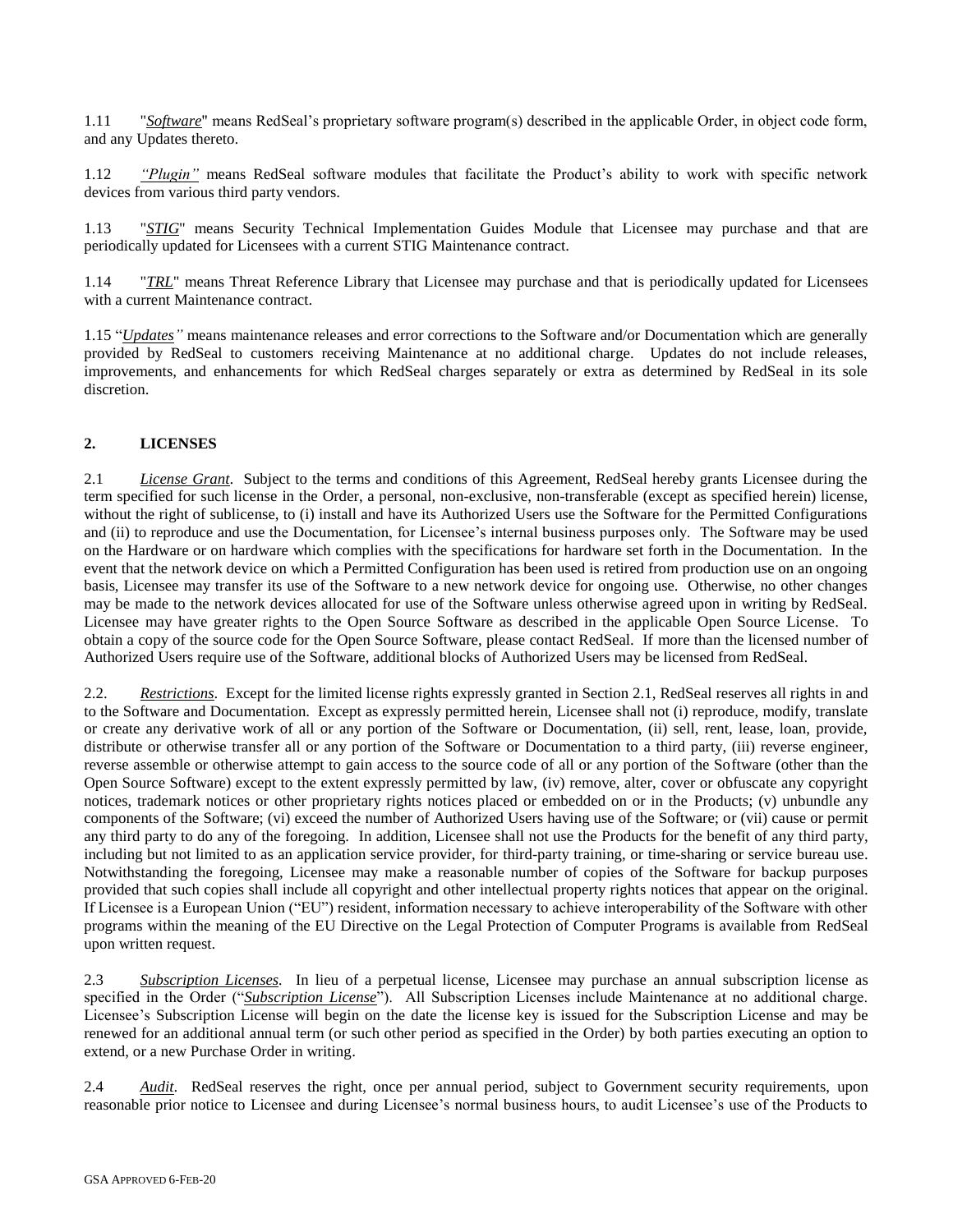1.11 "*Software*" means RedSeal's proprietary software program(s) described in the applicable Order, in object code form, and any Updates thereto.

1.12 *"Plugin"* means RedSeal software modules that facilitate the Product's ability to work with specific network devices from various third party vendors.

1.13 "*STIG*" means Security Technical Implementation Guides Module that Licensee may purchase and that are periodically updated for Licensees with a current STIG Maintenance contract.

1.14 "*TRL*" means Threat Reference Library that Licensee may purchase and that is periodically updated for Licensees with a current Maintenance contract.

1.15 "*Updates"* means maintenance releases and error corrections to the Software and/or Documentation which are generally provided by RedSeal to customers receiving Maintenance at no additional charge. Updates do not include releases, improvements, and enhancements for which RedSeal charges separately or extra as determined by RedSeal in its sole discretion.

## 2. LICENSES

2.1 *License Grant*. Subject to the terms and conditions of this Agreement, RedSeal hereby grants Licensee during the term specified for such license in the Order, a personal, non-exclusive, non-transferable (except as specified herein) license, without the right of sublicense, to (i) install and have its Authorized Users use the Software for the Permitted Configurations and (ii) to reproduce and use the Documentation, for Licensee's internal business purposes only. The Software may be used on the Hardware or on hardware which complies with the specifications for hardware set forth in the Documentation. In the event that the network device on which a Permitted Configuration has been used is retired from production use on an ongoing basis, Licensee may transfer its use of the Software to a new network device for ongoing use. Otherwise, no other changes may be made to the network devices allocated for use of the Software unless otherwise agreed upon in writing by RedSeal. Licensee may have greater rights to the Open Source Software as described in the applicable Open Source License. To obtain a copy of the source code for the Open Source Software, please contact RedSeal. If more than the licensed number of Authorized Users require use of the Software, additional blocks of Authorized Users may be licensed from RedSeal.

2.2. *Restrictions*. Except for the limited license rights expressly granted in Section 2.1, RedSeal reserves all rights in and to the Software and Documentation. Except as expressly permitted herein, Licensee shall not (i) reproduce, modify, translate or create any derivative work of all or any portion of the Software or Documentation, (ii) sell, rent, lease, loan, provide, distribute or otherwise transfer all or any portion of the Software or Documentation to a third party, (iii) reverse engineer, reverse assemble or otherwise attempt to gain access to the source code of all or any portion of the Software (other than the Open Source Software) except to the extent expressly permitted by law, (iv) remove, alter, cover or obfuscate any copyright notices, trademark notices or other proprietary rights notices placed or embedded on or in the Products; (v) unbundle any components of the Software; (vi) exceed the number of Authorized Users having use of the Software; or (vii) cause or permit any third party to do any of the foregoing. In addition, Licensee shall not use the Products for the benefit of any third party, including but not limited to as an application service provider, for third-party training, or time-sharing or service bureau use. Notwithstanding the foregoing, Licensee may make a reasonable number of copies of the Software for backup purposes provided that such copies shall include all copyright and other intellectual property rights notices that appear on the original. If Licensee is a European Union ("EU") resident, information necessary to achieve interoperability of the Software with other programs within the meaning of the EU Directive on the Legal Protection of Computer Programs is available from RedSeal upon written request.

2.3 *Subscription Licenses*. In lieu of a perpetual license, Licensee may purchase an annual subscription license as specified in the Order ("*Subscription License*"). All Subscription Licenses include Maintenance at no additional charge. Licensee's Subscription License will begin on the date the license key is issued for the Subscription License and may be renewed for an additional annual term (or such other period as specified in the Order) by both parties executing an option to extend, or a new Purchase Order in writing.

2.4 *Audit*. RedSeal reserves the right, once per annual period, subject to Government security requirements, upon reasonable prior notice to Licensee and during Licensee's normal business hours, to audit Licensee's use of the Products to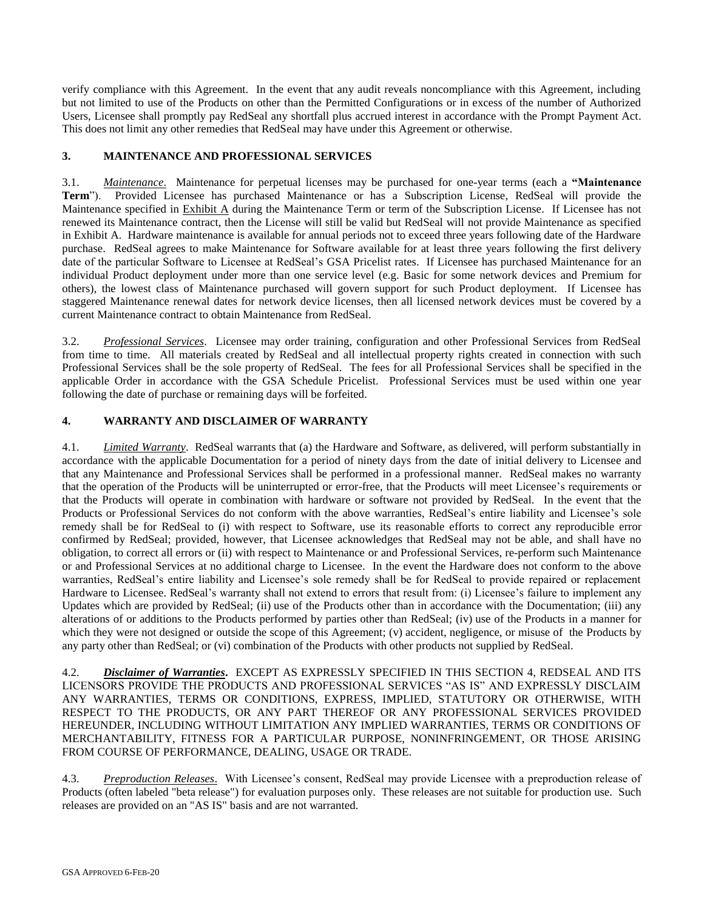verify compliance with this Agreement. In the event that any audit reveals noncompliance with this Agreement, including but not limited to use of the Products on other than the Permitted Configurations or in excess of the number of Authorized Users, Licensee shall promptly pay RedSeal any shortfall plus accrued interest in accordance with the Prompt Payment Act. This does not limit any other remedies that RedSeal may have under this Agreement or otherwise.

## 3. MAINTENANCE AND PROFESSIONAL SERVICES

3.1. *Maintenance*. Maintenance for perpetual licenses may be purchased for one-year terms (each a **"Maintenance Term"**). Provided Licensee has purchased Maintenance or has a Subscription License, RedSeal will provide the Maintenance specified in Exhibit A during the Maintenance Term or term of the Subscription License. If Licensee has not renewed its Maintenance contract, then the License will still be valid but RedSeal will not provide Maintenance as specified in Exhibit A. Hardware maintenance is available for annual periods not to exceed three years following date of the Hardware purchase. RedSeal agrees to make Maintenance for Software available for at least three years following the first delivery date of the particular Software to Licensee at RedSeal's GSA Pricelist rates. If Licensee has purchased Maintenance for an individual Product deployment under more than one service level (e.g. Basic for some network devices and Premium for others), the lowest class of Maintenance purchased will govern support for such Product deployment. If Licensee has staggered Maintenance renewal dates for network device licenses, then all licensed network devices must be covered by a current Maintenance contract to obtain Maintenance from RedSeal.

3.2. ***Professional Services***. Licensee may order training, configuration and other Professional Services from RedSeal from time to time. All materials created by RedSeal and all intellectual property rights created in connection with such Professional Services shall be the sole property of RedSeal. The fees for all Professional Services shall be specified in the applicable Order in accordance with the GSA Schedule Pricelist. Professional Services must be used within one year following the date of purchase or remaining days will be forfeited.

## 4. WARRANTY AND DISCLAIMER OF WARRANTY

4.1. *Limited Warranty*. RedSeal warrants that (a) the Hardware and Software, as delivered, will perform substantially in accordance with the applicable Documentation for a period of ninety days from the date of initial delivery to Licensee and that any Maintenance and Professional Services shall be performed in a professional manner. RedSeal makes no warranty that the operation of the Products will be uninterrupted or error-free, that the Products will meet Licensee's requirements or that the Products will operate in combination with hardware or software not provided by RedSeal. In the event that the Products or Professional Services do not conform with the above warranties, RedSeal's entire liability and Licensee's sole remedy shall be for RedSeal to (i) with respect to Software, use its reasonable efforts to correct any reproducible error confirmed by RedSeal; provided, however, that Licensee acknowledges that RedSeal may not be able, and shall have no obligation, to correct all errors or (ii) with respect to Maintenance or and Professional Services, re-perform such Maintenance or and Professional Services at no additional charge to Licensee. In the event the Hardware does not conform to the above warranties, RedSeal's entire liability and Licensee's sole remedy shall be for RedSeal to provide repaired or replacement Hardware to Licensee. RedSeal's warranty shall not extend to errors that result from: (i) Licensee's failure to implement any Updates which are provided by RedSeal; (ii) use of the Products other than in accordance with the Documentation; (iii) any alterations of or additions to the Products performed by parties other than RedSeal; (iv) use of the Products in a manner for which they were not designed or outside the scope of this Agreement; (v) accident, negligence, or misuse of the Products by any party other than RedSeal; or (vi) combination of the Products with other products not supplied by RedSeal.

4.2. ***Disclaimer of Warranties*****.** EXCEPT AS EXPRESSLY SPECIFIED IN THIS SECTION 4, REDSEAL AND ITS LICENSORS PROVIDE THE PRODUCTS AND PROFESSIONAL SERVICES "AS IS" AND EXPRESSLY DISCLAIM ANY WARRANTIES, TERMS OR CONDITIONS, EXPRESS, IMPLIED, STATUTORY OR OTHERWISE, WITH RESPECT TO THE PRODUCTS, OR ANY PART THEREOF OR ANY PROFESSIONAL SERVICES PROVIDED HEREUNDER, INCLUDING WITHOUT LIMITATION ANY IMPLIED WARRANTIES, TERMS OR CONDITIONS OF MERCHANTABILITY, FITNESS FOR A PARTICULAR PURPOSE, NONINFRINGEMENT, OR THOSE ARISING FROM COURSE OF PERFORMANCE, DEALING, USAGE OR TRADE.

4.3. *Preproduction Releases*. With Licensee's consent, RedSeal may provide Licensee with a preproduction release of Products (often labeled "beta release") for evaluation purposes only. These releases are not suitable for production use. Such releases are provided on an "AS IS" basis and are not warranted.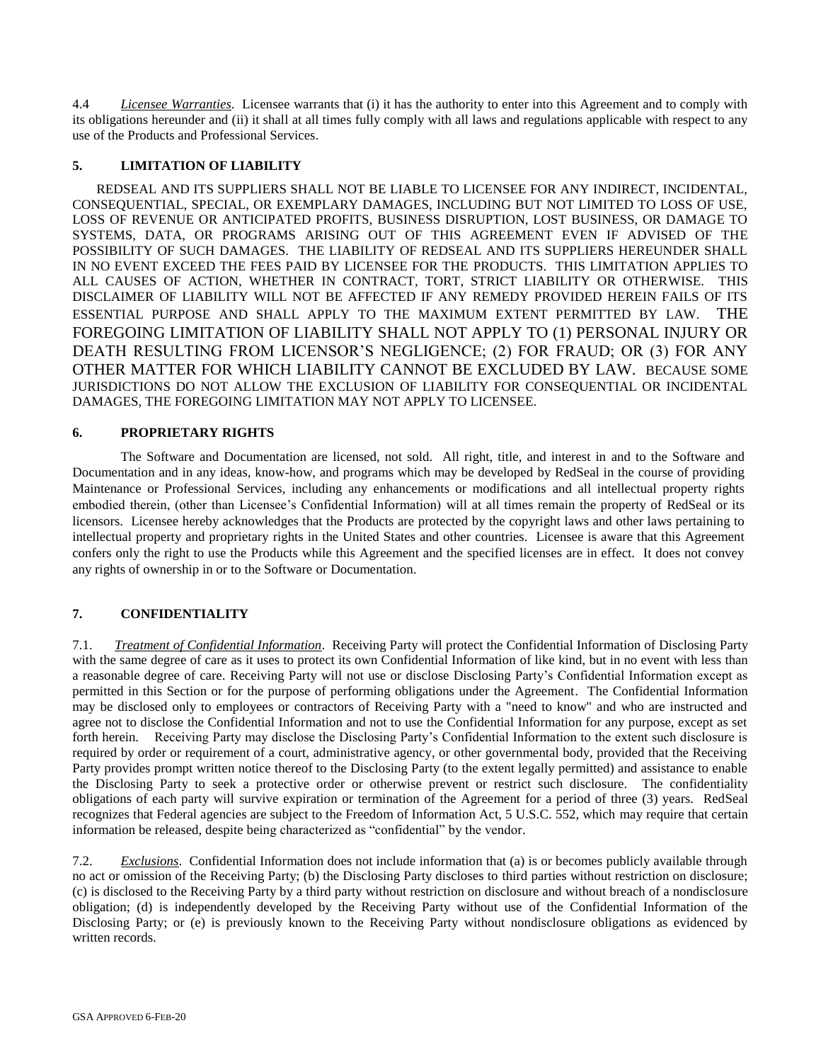4.4 *Licensee Warranties*. Licensee warrants that (i) it has the authority to enter into this Agreement and to comply with its obligations hereunder and (ii) it shall at all times fully comply with all laws and regulations applicable with respect to any use of the Products and Professional Services.

## 5. LIMITATION OF LIABILITY

REDSEAL AND ITS SUPPLIERS SHALL NOT BE LIABLE TO LICENSEE FOR ANY INDIRECT, INCIDENTAL, CONSEQUENTIAL, SPECIAL, OR EXEMPLARY DAMAGES, INCLUDING BUT NOT LIMITED TO LOSS OF USE, LOSS OF REVENUE OR ANTICIPATED PROFITS, BUSINESS DISRUPTION, LOST BUSINESS, OR DAMAGE TO SYSTEMS, DATA, OR PROGRAMS ARISING OUT OF THIS AGREEMENT EVEN IF ADVISED OF THE POSSIBILITY OF SUCH DAMAGES. THE LIABILITY OF REDSEAL AND ITS SUPPLIERS HEREUNDER SHALL IN NO EVENT EXCEED THE FEES PAID BY LICENSEE FOR THE PRODUCTS. THIS LIMITATION APPLIES TO ALL CAUSES OF ACTION, WHETHER IN CONTRACT, TORT, STRICT LIABILITY OR OTHERWISE. THIS DISCLAIMER OF LIABILITY WILL NOT BE AFFECTED IF ANY REMEDY PROVIDED HEREIN FAILS OF ITS ESSENTIAL PURPOSE AND SHALL APPLY TO THE MAXIMUM EXTENT PERMITTED BY LAW. THE FOREGOING LIMITATION OF LIABILITY SHALL NOT APPLY TO (1) PERSONAL INJURY OR DEATH RESULTING FROM LICENSOR'S NEGLIGENCE; (2) FOR FRAUD; OR (3) FOR ANY OTHER MATTER FOR WHICH LIABILITY CANNOT BE EXCLUDED BY LAW. BECAUSE SOME JURISDICTIONS DO NOT ALLOW THE EXCLUSION OF LIABILITY FOR CONSEQUENTIAL OR INCIDENTAL DAMAGES, THE FOREGOING LIMITATION MAY NOT APPLY TO LICENSEE.

## 6. PROPRIETARY RIGHTS

The Software and Documentation are licensed, not sold. All right, title, and interest in and to the Software and Documentation and in any ideas, know-how, and programs which may be developed by RedSeal in the course of providing Maintenance or Professional Services, including any enhancements or modifications and all intellectual property rights embodied therein, (other than Licensee's Confidential Information) will at all times remain the property of RedSeal or its licensors. Licensee hereby acknowledges that the Products are protected by the copyright laws and other laws pertaining to intellectual property and proprietary rights in the United States and other countries. Licensee is aware that this Agreement confers only the right to use the Products while this Agreement and the specified licenses are in effect. It does not convey any rights of ownership in or to the Software or Documentation.

## 7. CONFIDENTIALITY

7.1. *Treatment of Confidential Information*. Receiving Party will protect the Confidential Information of Disclosing Party with the same degree of care as it uses to protect its own Confidential Information of like kind, but in no event with less than a reasonable degree of care. Receiving Party will not use or disclose Disclosing Party's Confidential Information except as permitted in this Section or for the purpose of performing obligations under the Agreement. The Confidential Information may be disclosed only to employees or contractors of Receiving Party with a "need to know" and who are instructed and agree not to disclose the Confidential Information and not to use the Confidential Information for any purpose, except as set forth herein. Receiving Party may disclose the Disclosing Party's Confidential Information to the extent such disclosure is required by order or requirement of a court, administrative agency, or other governmental body, provided that the Receiving Party provides prompt written notice thereof to the Disclosing Party (to the extent legally permitted) and assistance to enable the Disclosing Party to seek a protective order or otherwise prevent or restrict such disclosure. The confidentiality obligations of each party will survive expiration or termination of the Agreement for a period of three (3) years. RedSeal recognizes that Federal agencies are subject to the Freedom of Information Act, 5 U.S.C. 552, which may require that certain information be released, despite being characterized as "confidential" by the vendor.

7.2. *Exclusions*. Confidential Information does not include information that (a) is or becomes publicly available through no act or omission of the Receiving Party; (b) the Disclosing Party discloses to third parties without restriction on disclosure; (c) is disclosed to the Receiving Party by a third party without restriction on disclosure and without breach of a nondisclosure obligation; (d) is independently developed by the Receiving Party without use of the Confidential Information of the Disclosing Party; or (e) is previously known to the Receiving Party without nondisclosure obligations as evidenced by written records.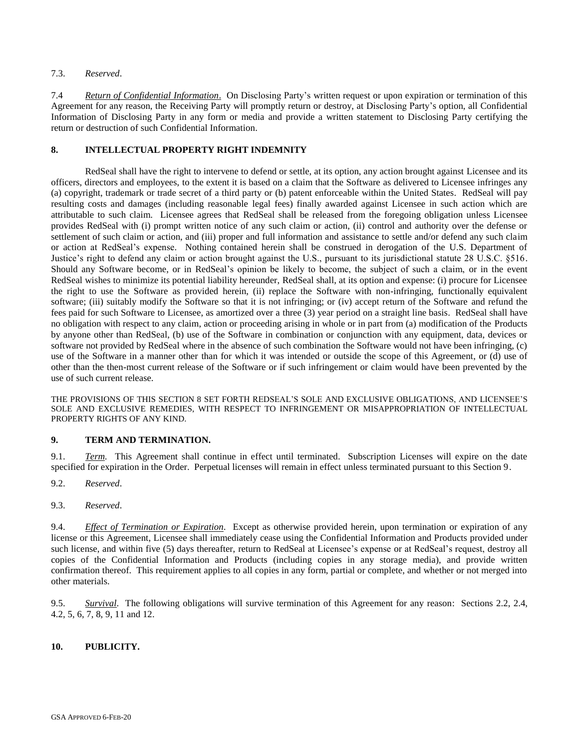7.3. *Reserved*.

7.4 *Return of Confidential Information*. On Disclosing Party's written request or upon expiration or termination of this Agreement for any reason, the Receiving Party will promptly return or destroy, at Disclosing Party's option, all Confidential Information of Disclosing Party in any form or media and provide a written statement to Disclosing Party certifying the return or destruction of such Confidential Information.

## 8. INTELLECTUAL PROPERTY RIGHT INDEMNITY

RedSeal shall have the right to intervene to defend or settle, at its option, any action brought against Licensee and its officers, directors and employees, to the extent it is based on a claim that the Software as delivered to Licensee infringes any (a) copyright, trademark or trade secret of a third party or (b) patent enforceable within the United States. RedSeal will pay resulting costs and damages (including reasonable legal fees) finally awarded against Licensee in such action which are attributable to such claim. Licensee agrees that RedSeal shall be released from the foregoing obligation unless Licensee provides RedSeal with (i) prompt written notice of any such claim or action, (ii) control and authority over the defense or settlement of such claim or action, and (iii) proper and full information and assistance to settle and/or defend any such claim or action at RedSeal's expense. Nothing contained herein shall be construed in derogation of the U.S. Department of Justice's right to defend any claim or action brought against the U.S., pursuant to its jurisdictional statute 28 U.S.C. §516. Should any Software become, or in RedSeal's opinion be likely to become, the subject of such a claim, or in the event RedSeal wishes to minimize its potential liability hereunder, RedSeal shall, at its option and expense: (i) procure for Licensee the right to use the Software as provided herein, (ii) replace the Software with non-infringing, functionally equivalent software; (iii) suitably modify the Software so that it is not infringing; or (iv) accept return of the Software and refund the fees paid for such Software to Licensee, as amortized over a three (3) year period on a straight line basis. RedSeal shall have no obligation with respect to any claim, action or proceeding arising in whole or in part from (a) modification of the Products by anyone other than RedSeal, (b) use of the Software in combination or conjunction with any equipment, data, devices or software not provided by RedSeal where in the absence of such combination the Software would not have been infringing, (c) use of the Software in a manner other than for which it was intended or outside the scope of this Agreement, or (d) use of other than the then-most current release of the Software or if such infringement or claim would have been prevented by the use of such current release.

THE PROVISIONS OF THIS SECTION 8 SET FORTH REDSEAL'S SOLE AND EXCLUSIVE OBLIGATIONS, AND LICENSEE'S SOLE AND EXCLUSIVE REMEDIES, WITH RESPECT TO INFRINGEMENT OR MISAPPROPRIATION OF INTELLECTUAL PROPERTY RIGHTS OF ANY KIND.

## 9. TERM AND TERMINATION.

9.1. *Term.* This Agreement shall continue in effect until terminated. Subscription Licenses will expire on the date specified for expiration in the Order. Perpetual licenses will remain in effect unless terminated pursuant to this Section 9.

9.2. *Reserved*.

9.3. *Reserved*.

9.4. *Effect of Termination or Expiration*. Except as otherwise provided herein, upon termination or expiration of any license or this Agreement, Licensee shall immediately cease using the Confidential Information and Products provided under such license, and within five (5) days thereafter, return to RedSeal at Licensee's expense or at RedSeal's request, destroy all copies of the Confidential Information and Products (including copies in any storage media), and provide written confirmation thereof. This requirement applies to all copies in any form, partial or complete, and whether or not merged into other materials.

9.5. *Survival*. The following obligations will survive termination of this Agreement for any reason: Sections 2.2, 2.4, 4.2, 5, 6, 7, 8, 9, 11 and 12.

## 10. PUBLICITY.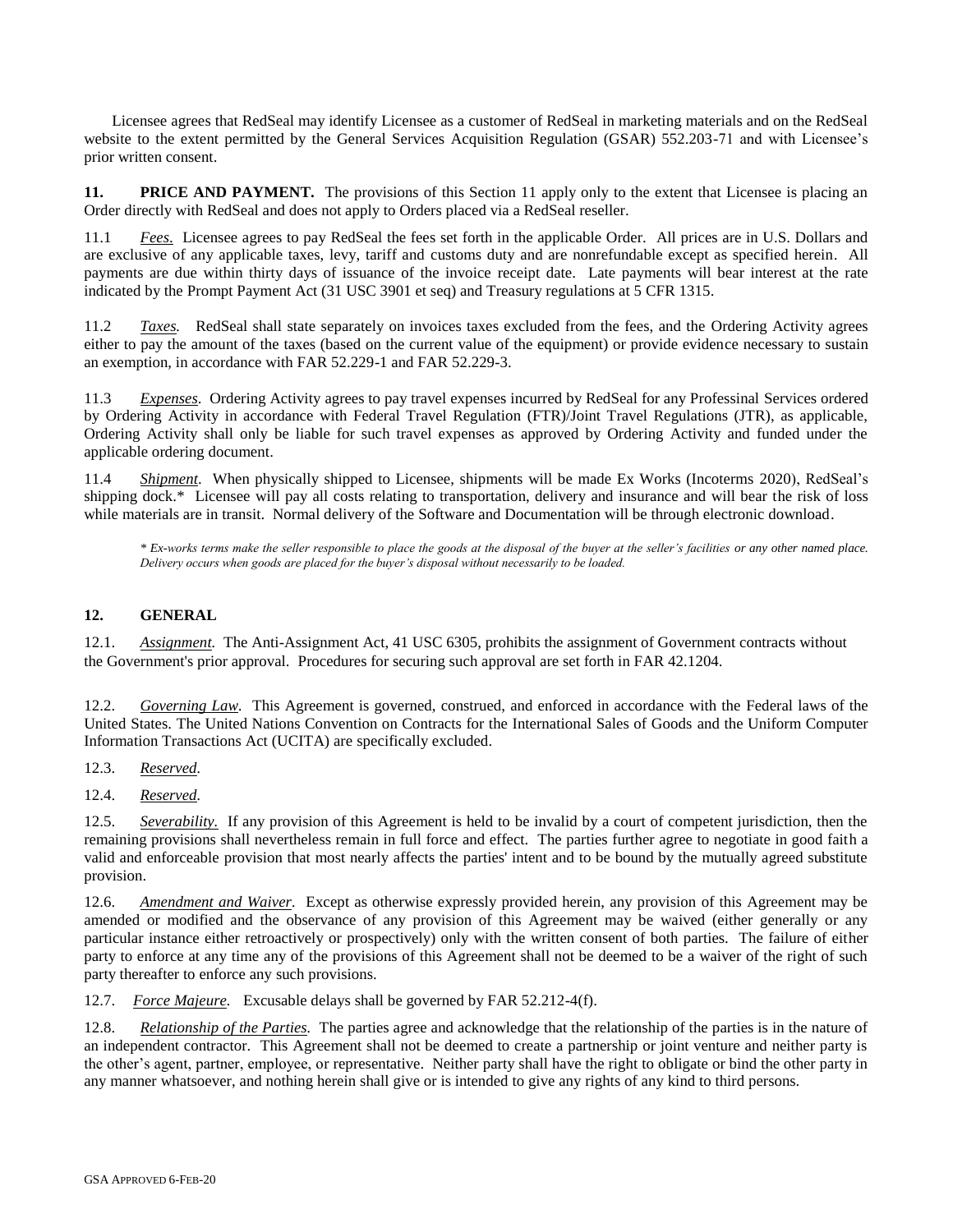Licensee agrees that RedSeal may identify Licensee as a customer of RedSeal in marketing materials and on the RedSeal website to the extent permitted by the General Services Acquisition Regulation (GSAR) 552.203-71 and with Licensee's prior written consent.

**11. PRICE AND PAYMENT.** The provisions of this Section 11 apply only to the extent that Licensee is placing an Order directly with RedSeal and does not apply to Orders placed via a RedSeal reseller.

11.1 *Fees*. Licensee agrees to pay RedSeal the fees set forth in the applicable Order. All prices are in U.S. Dollars and are exclusive of any applicable taxes, levy, tariff and customs duty and are nonrefundable except as specified herein. All payments are due within thirty days of issuance of the invoice receipt date. Late payments will bear interest at the rate indicated by the Prompt Payment Act (31 USC 3901 et seq) and Treasury regulations at 5 CFR 1315.

11.2 *Taxes.* RedSeal shall state separately on invoices taxes excluded from the fees, and the Ordering Activity agrees either to pay the amount of the taxes (based on the current value of the equipment) or provide evidence necessary to sustain an exemption, in accordance with FAR 52.229-1 and FAR 52.229-3.

11.3 *Expenses*. Ordering Activity agrees to pay travel expenses incurred by RedSeal for any Professinal Services ordered by Ordering Activity in accordance with Federal Travel Regulation (FTR)/Joint Travel Regulations (JTR), as applicable, Ordering Activity shall only be liable for such travel expenses as approved by Ordering Activity and funded under the applicable ordering document.

11.4 *Shipment*. When physically shipped to Licensee, shipments will be made Ex Works (Incoterms 2020), RedSeal's shipping dock.* Licensee will pay all costs relating to transportation, delivery and insurance and will bear the risk of loss while materials are in transit. Normal delivery of the Software and Documentation will be through electronic download.

*\* Ex-works terms make the seller responsible to place the goods at the disposal of the buyer at the seller's facilities or any other named place. Delivery occurs when goods are placed for the buyer's disposal without necessarily to be loaded.*

**12. GENERAL**

12.1. *Assignment.* The Anti-Assignment Act, 41 USC 6305, prohibits the assignment of Government contracts without the Government's prior approval. Procedures for securing such approval are set forth in FAR 42.1204.

12.2. *Governing Law.* This Agreement is governed, construed, and enforced in accordance with the Federal laws of the United States. The United Nations Convention on Contracts for the International Sales of Goods and the Uniform Computer Information Transactions Act (UCITA) are specifically excluded.

12.3. *Reserved.*

12.4. *Reserved.*

12.5. *Severability.* If any provision of this Agreement is held to be invalid by a court of competent jurisdiction, then the remaining provisions shall nevertheless remain in full force and effect. The parties further agree to negotiate in good faith a valid and enforceable provision that most nearly affects the parties' intent and to be bound by the mutually agreed substitute provision.

12.6. *Amendment and Waiver.* Except as otherwise expressly provided herein, any provision of this Agreement may be amended or modified and the observance of any provision of this Agreement may be waived (either generally or any particular instance either retroactively or prospectively) only with the written consent of both parties. The failure of either party to enforce at any time any of the provisions of this Agreement shall not be deemed to be a waiver of the right of such party thereafter to enforce any such provisions.

12.7. *Force Majeure.* Excusable delays shall be governed by FAR 52.212-4(f).

12.8. *Relationship of the Parties.* The parties agree and acknowledge that the relationship of the parties is in the nature of an independent contractor. This Agreement shall not be deemed to create a partnership or joint venture and neither party is the other's agent, partner, employee, or representative. Neither party shall have the right to obligate or bind the other party in any manner whatsoever, and nothing herein shall give or is intended to give any rights of any kind to third persons.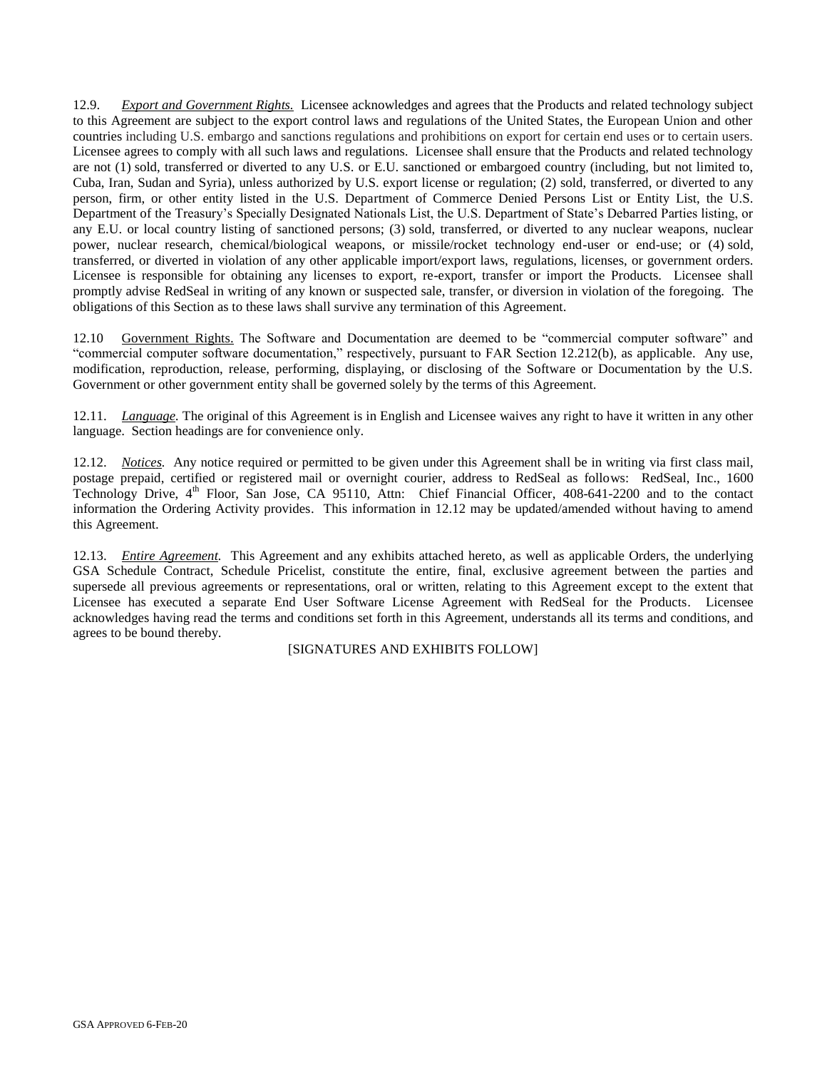12.9. *Export and Government Rights.* Licensee acknowledges and agrees that the Products and related technology subject to this Agreement are subject to the export control laws and regulations of the United States, the European Union and other countries including U.S. embargo and sanctions regulations and prohibitions on export for certain end uses or to certain users. Licensee agrees to comply with all such laws and regulations. Licensee shall ensure that the Products and related technology are not (1) sold, transferred or diverted to any U.S. or E.U. sanctioned or embargoed country (including, but not limited to, Cuba, Iran, Sudan and Syria), unless authorized by U.S. export license or regulation; (2) sold, transferred, or diverted to any person, firm, or other entity listed in the U.S. Department of Commerce Denied Persons List or Entity List, the U.S. Department of the Treasury's Specially Designated Nationals List, the U.S. Department of State's Debarred Parties listing, or any E.U. or local country listing of sanctioned persons; (3) sold, transferred, or diverted to any nuclear weapons, nuclear power, nuclear research, chemical/biological weapons, or missile/rocket technology end-user or end-use; or (4) sold, transferred, or diverted in violation of any other applicable import/export laws, regulations, licenses, or government orders. Licensee is responsible for obtaining any licenses to export, re-export, transfer or import the Products. Licensee shall promptly advise RedSeal in writing of any known or suspected sale, transfer, or diversion in violation of the foregoing. The obligations of this Section as to these laws shall survive any termination of this Agreement.

12.10 Government Rights. The Software and Documentation are deemed to be "commercial computer software" and "commercial computer software documentation," respectively, pursuant to FAR Section 12.212(b), as applicable. Any use, modification, reproduction, release, performing, displaying, or disclosing of the Software or Documentation by the U.S. Government or other government entity shall be governed solely by the terms of this Agreement.

12.11. *Language.* The original of this Agreement is in English and Licensee waives any right to have it written in any other language. Section headings are for convenience only.

12.12. *Notices.* Any notice required or permitted to be given under this Agreement shall be in writing via first class mail, postage prepaid, certified or registered mail or overnight courier, address to RedSeal as follows: RedSeal, Inc., 1600 Technology Drive, 4th Floor, San Jose, CA 95110, Attn: Chief Financial Officer, 408-641-2200 and to the contact information the Ordering Activity provides. This information in 12.12 may be updated/amended without having to amend this Agreement.

12.13. *Entire Agreement.* This Agreement and any exhibits attached hereto, as well as applicable Orders, the underlying GSA Schedule Contract, Schedule Pricelist, constitute the entire, final, exclusive agreement between the parties and supersede all previous agreements or representations, oral or written, relating to this Agreement except to the extent that Licensee has executed a separate End User Software License Agreement with RedSeal for the Products. Licensee acknowledges having read the terms and conditions set forth in this Agreement, understands all its terms and conditions, and agrees to be bound thereby.

[SIGNATURES AND EXHIBITS FOLLOW]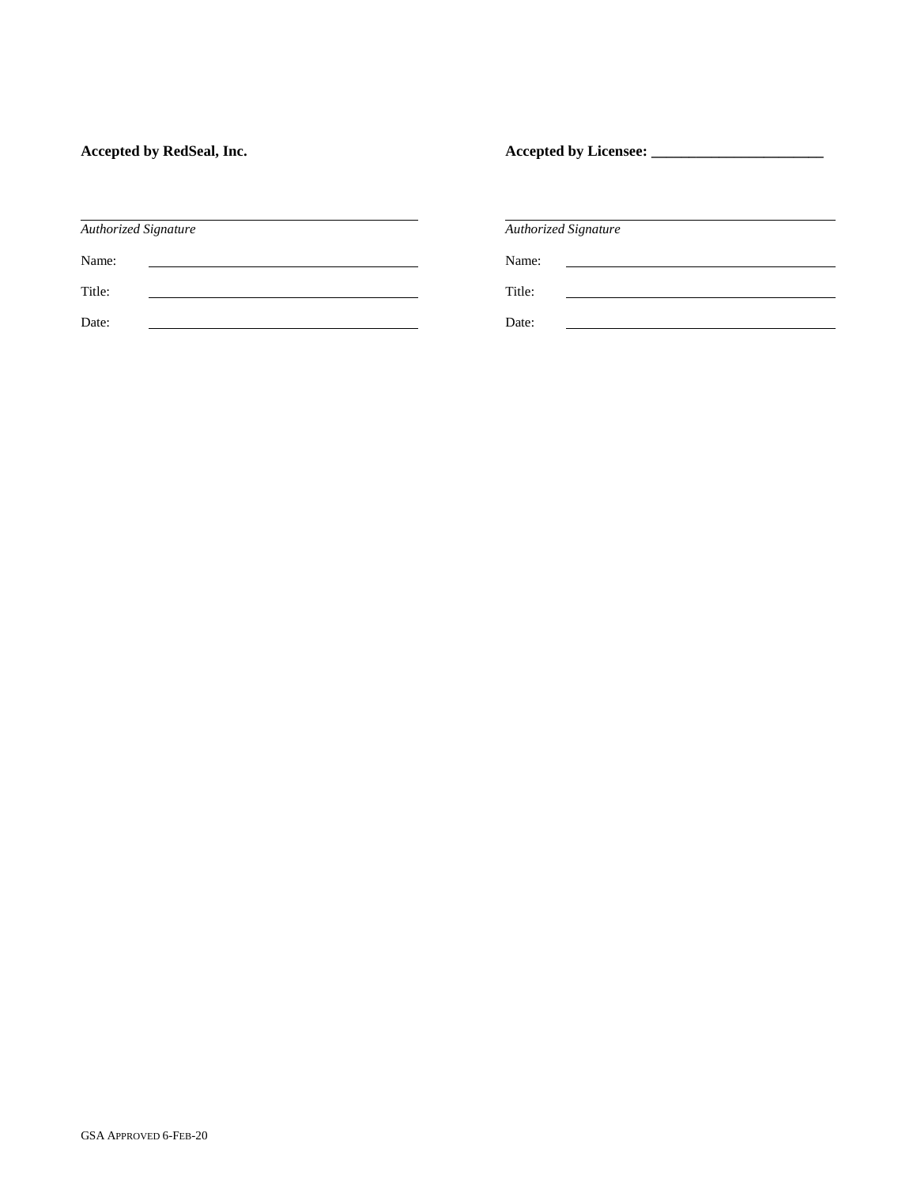**Accepted by RedSeal, Inc.**

\_\_\_\_\_\_\_\_\_\_\_\_\_\_\_\_\_\_\_\_\_\_\_\_\_\_\_\_\_\_\_\_\_\_\_\_\_\_\_\_

*Authorized Signature*

Name: \_\_\_\_\_\_\_\_\_\_\_\_\_\_\_\_\_\_\_\_\_\_\_\_\_\_\_\_\_\_\_\_

Title: \_\_\_\_\_\_\_\_\_\_\_\_\_\_\_\_\_\_\_\_\_\_\_\_\_\_\_\_\_\_\_\_

Date: \_\_\_\_\_\_\_\_\_\_\_\_\_\_\_\_\_\_\_\_\_\_\_\_\_\_\_\_\_\_\_\_

**Accepted by Licensee: \_\_\_\_\_\_\_\_\_\_\_\_\_\_\_\_\_\_\_\_\_\_\_**

\_\_\_\_\_\_\_\_\_\_\_\_\_\_\_\_\_\_\_\_\_\_\_\_\_\_\_\_\_\_\_\_\_\_\_\_\_\_\_\_

*Authorized Signature*

Name: \_\_\_\_\_\_\_\_\_\_\_\_\_\_\_\_\_\_\_\_\_\_\_\_\_\_\_\_\_\_\_\_

Title: \_\_\_\_\_\_\_\_\_\_\_\_\_\_\_\_\_\_\_\_\_\_\_\_\_\_\_\_\_\_\_\_

Date: \_\_\_\_\_\_\_\_\_\_\_\_\_\_\_\_\_\_\_\_\_\_\_\_\_\_\_\_\_\_\_\_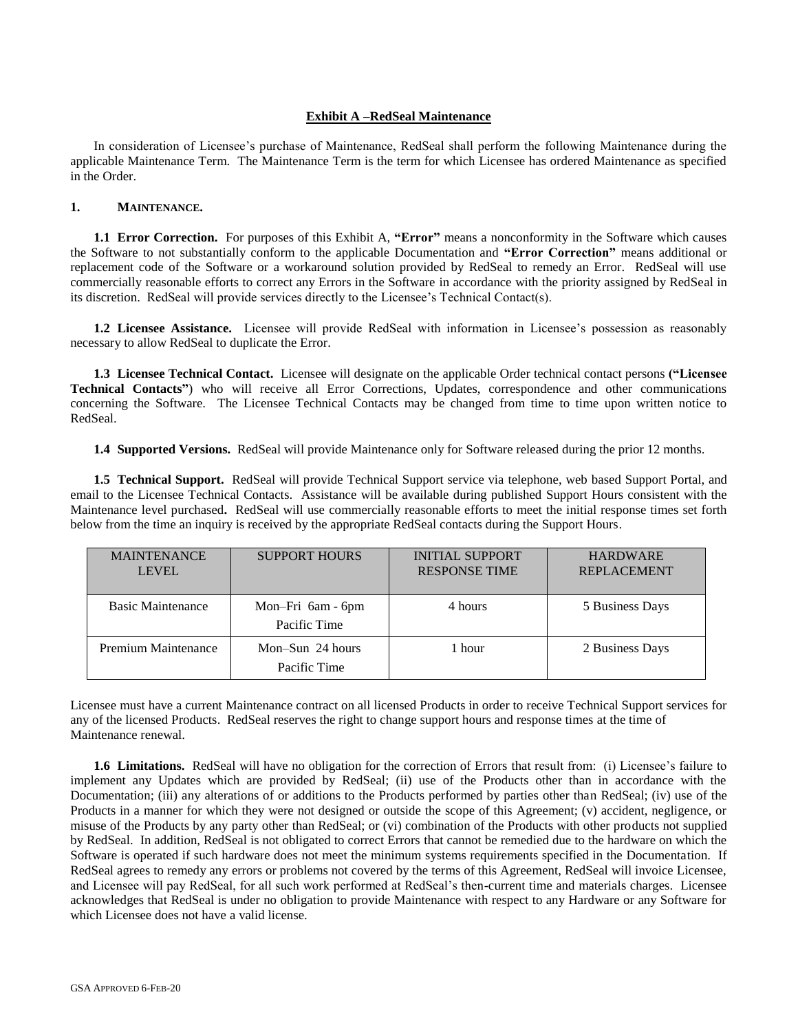## Exhibit A –RedSeal Maintenance

In consideration of Licensee's purchase of Maintenance, RedSeal shall perform the following Maintenance during the applicable Maintenance Term. The Maintenance Term is the term for which Licensee has ordered Maintenance as specified in the Order.

### 1. MAINTENANCE.

**1.1 Error Correction.** For purposes of this Exhibit A, **"Error"** means a nonconformity in the Software which causes the Software to not substantially conform to the applicable Documentation and **"Error Correction"** means additional or replacement code of the Software or a workaround solution provided by RedSeal to remedy an Error. RedSeal will use commercially reasonable efforts to correct any Errors in the Software in accordance with the priority assigned by RedSeal in its discretion. RedSeal will provide services directly to the Licensee's Technical Contact(s).

**1.2 Licensee Assistance.** Licensee will provide RedSeal with information in Licensee's possession as reasonably necessary to allow RedSeal to duplicate the Error.

**1.3 Licensee Technical Contact.** Licensee will designate on the applicable Order technical contact persons **("Licensee Technical Contacts"**) who will receive all Error Corrections, Updates, correspondence and other communications concerning the Software. The Licensee Technical Contacts may be changed from time to time upon written notice to RedSeal.

**1.4 Supported Versions.** RedSeal will provide Maintenance only for Software released during the prior 12 months.

**1.5 Technical Support.** RedSeal will provide Technical Support service via telephone, web based Support Portal, and email to the Licensee Technical Contacts. Assistance will be available during published Support Hours consistent with the Maintenance level purchased**.** RedSeal will use commercially reasonable efforts to meet the initial response times set forth below from the time an inquiry is received by the appropriate RedSeal contacts during the Support Hours.

| MAINTENANCE LEVEL | SUPPORT HOURS | INITIAL SUPPORT RESPONSE TIME | HARDWARE REPLACEMENT |
|---|---|---|---|
| Basic Maintenance | Mon–Fri 6am - 6pm Pacific Time | 4 hours | 5 Business Days |
| Premium Maintenance | Mon–Sun 24 hours Pacific Time | 1 hour | 2 Business Days |

Licensee must have a current Maintenance contract on all licensed Products in order to receive Technical Support services for any of the licensed Products. RedSeal reserves the right to change support hours and response times at the time of Maintenance renewal.

**1.6 Limitations.** RedSeal will have no obligation for the correction of Errors that result from: (i) Licensee's failure to implement any Updates which are provided by RedSeal; (ii) use of the Products other than in accordance with the Documentation; (iii) any alterations of or additions to the Products performed by parties other than RedSeal; (iv) use of the Products in a manner for which they were not designed or outside the scope of this Agreement; (v) accident, negligence, or misuse of the Products by any party other than RedSeal; or (vi) combination of the Products with other products not supplied by RedSeal. In addition, RedSeal is not obligated to correct Errors that cannot be remedied due to the hardware on which the Software is operated if such hardware does not meet the minimum systems requirements specified in the Documentation. If RedSeal agrees to remedy any errors or problems not covered by the terms of this Agreement, RedSeal will invoice Licensee, and Licensee will pay RedSeal, for all such work performed at RedSeal's then-current time and materials charges. Licensee acknowledges that RedSeal is under no obligation to provide Maintenance with respect to any Hardware or any Software for which Licensee does not have a valid license.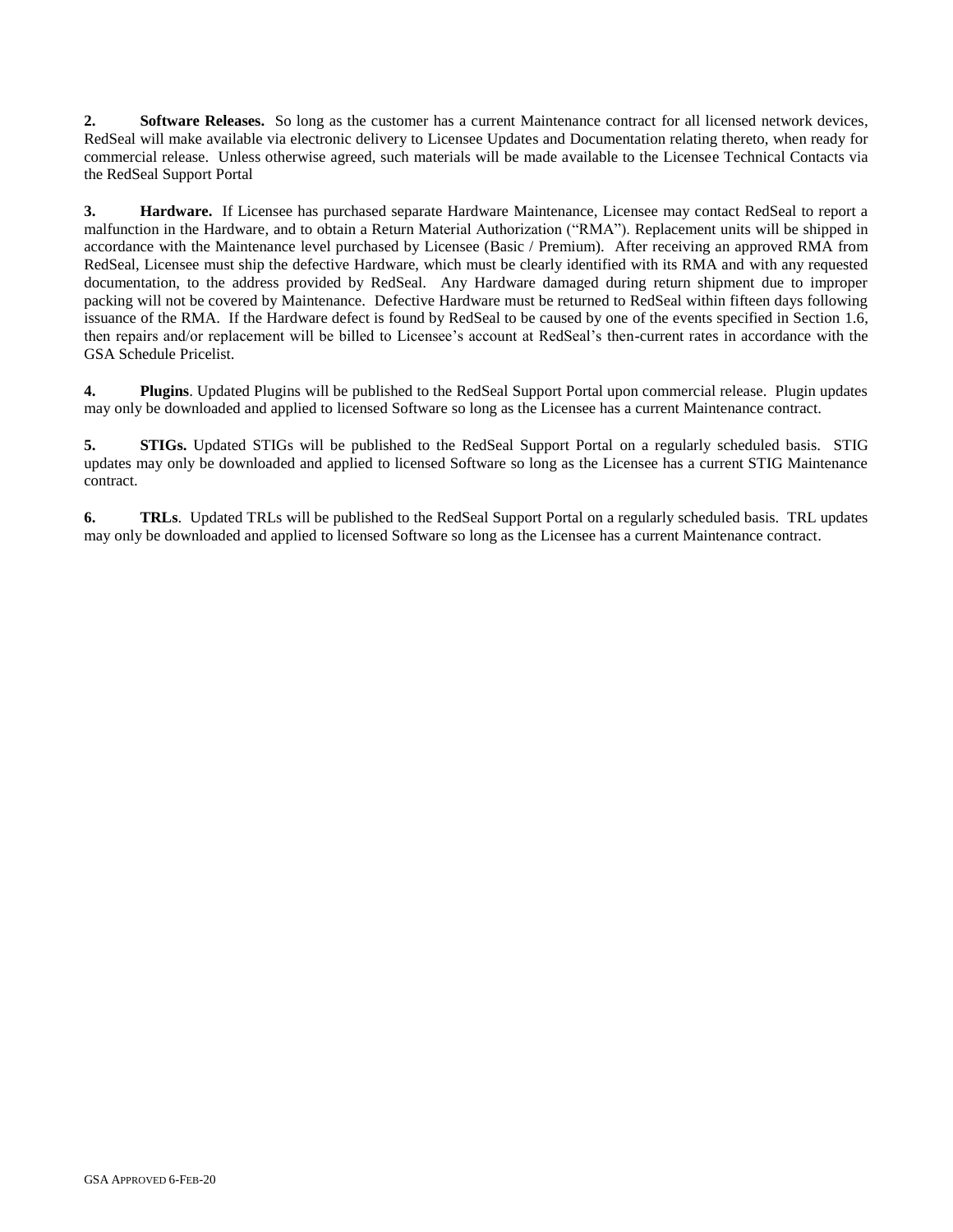**2. Software Releases.** So long as the customer has a current Maintenance contract for all licensed network devices, RedSeal will make available via electronic delivery to Licensee Updates and Documentation relating thereto, when ready for commercial release. Unless otherwise agreed, such materials will be made available to the Licensee Technical Contacts via the RedSeal Support Portal

**3. Hardware.** If Licensee has purchased separate Hardware Maintenance, Licensee may contact RedSeal to report a malfunction in the Hardware, and to obtain a Return Material Authorization ("RMA"). Replacement units will be shipped in accordance with the Maintenance level purchased by Licensee (Basic / Premium). After receiving an approved RMA from RedSeal, Licensee must ship the defective Hardware, which must be clearly identified with its RMA and with any requested documentation, to the address provided by RedSeal. Any Hardware damaged during return shipment due to improper packing will not be covered by Maintenance. Defective Hardware must be returned to RedSeal within fifteen days following issuance of the RMA. If the Hardware defect is found by RedSeal to be caused by one of the events specified in Section 1.6, then repairs and/or replacement will be billed to Licensee's account at RedSeal's then-current rates in accordance with the GSA Schedule Pricelist.

**4. Plugins**. Updated Plugins will be published to the RedSeal Support Portal upon commercial release. Plugin updates may only be downloaded and applied to licensed Software so long as the Licensee has a current Maintenance contract.

**5. STIGs.** Updated STIGs will be published to the RedSeal Support Portal on a regularly scheduled basis. STIG updates may only be downloaded and applied to licensed Software so long as the Licensee has a current STIG Maintenance contract.

**6. TRLs**. Updated TRLs will be published to the RedSeal Support Portal on a regularly scheduled basis. TRL updates may only be downloaded and applied to licensed Software so long as the Licensee has a current Maintenance contract.